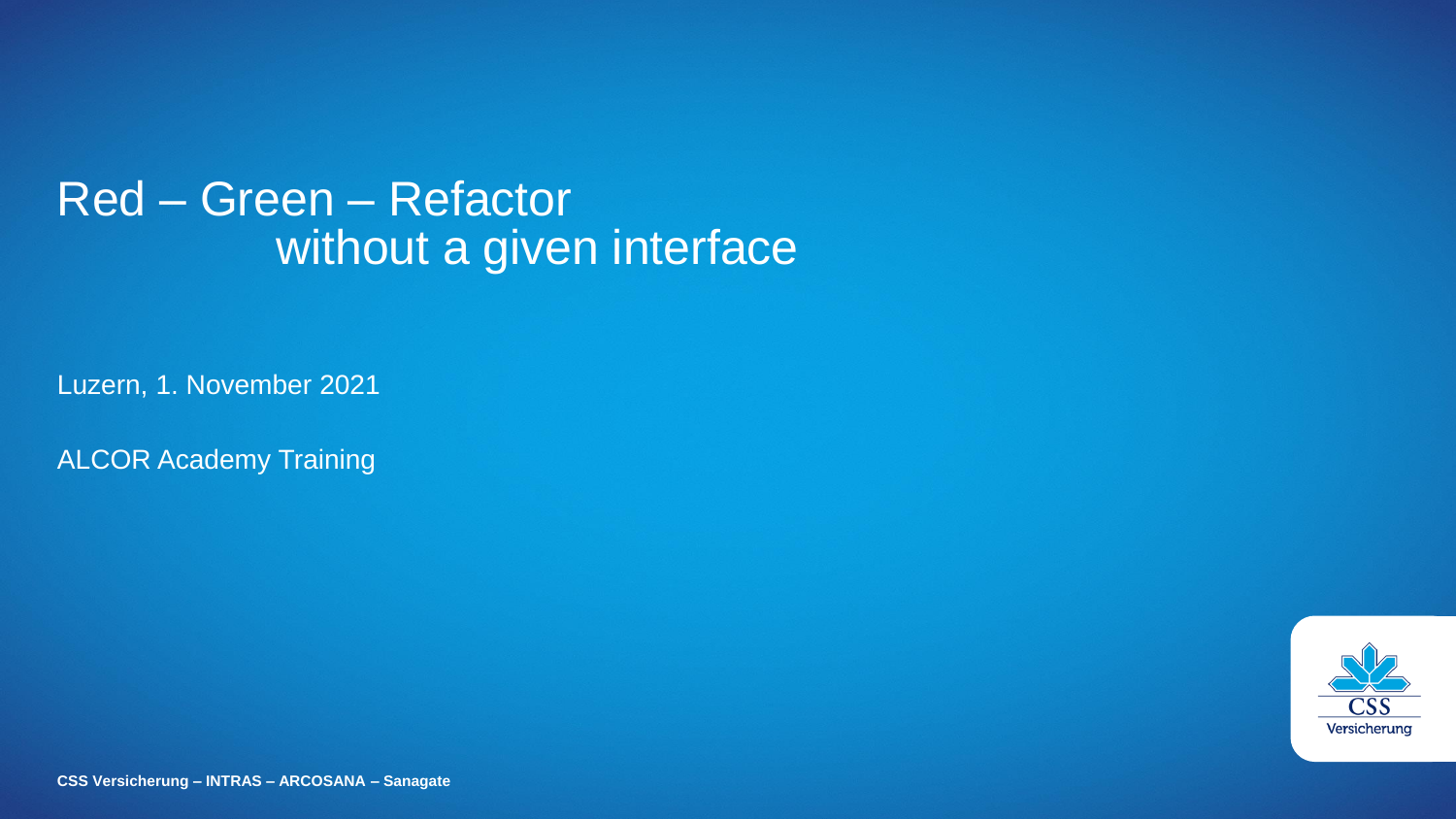# Red – Green – Refactor without a given interface

Luzern, 1. November 2021

ALCOR Academy Training

**CSS Versicherung – INTRAS – ARCOSANA – Sanagate**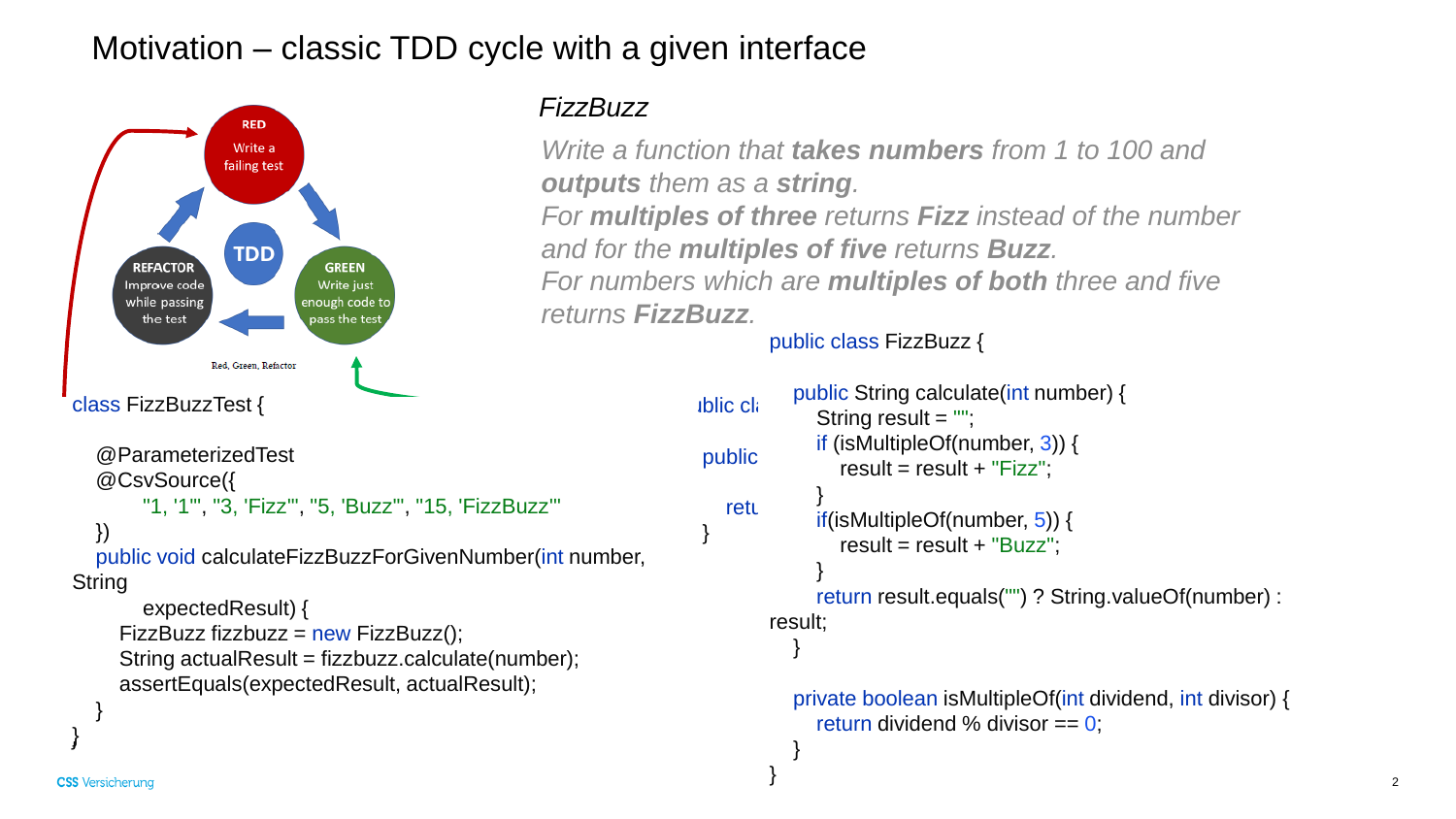# Motivation – classic TDD cycle with a given interface

RED
Write a failing test

GREEN
Write just enough code to pass the test

REFACTOR
Improve code while passing the test

TDD

Red, Green, Refactor

```java
class FizzBuzzTest {

   @ParameterizedTest
   @CsvSource({
         "1, '1'", "3, 'Fizz'", "5, 'Buzz'", "15, 'FizzBuzz'"
   })
   public void calculateFizzBuzzForGivenNumber(int number, String
         expectedResult) {
      FizzBuzz fizzbuzz = new FizzBuzz();
      String actualResult = fizzbuzz.calculate(number);
      assertEquals(expectedResult, actualResult);
   }
}
```

## *FizzBuzz*

*Write a function that **takes numbers** from 1 to 100 and **outputs** them as a **string**.*
*For **multiples of three** returns **Fizz** instead of the number and for the **multiples of five** returns **Buzz**.*
*For numbers which are **multiples of both** three and five returns **FizzBuzz**.*

```java
public class FizzBuzz {

   public String calculate(int number) {
      String result = "";
      if (isMultipleOf(number, 3)) {
         result = result + "Fizz";
      }
      if(isMultipleOf(number, 5)) {
         result = result + "Buzz";
      }
      return result.equals("") ? String.valueOf(number) : result;
   }

   private boolean isMultipleOf(int dividend, int divisor) {
      return dividend % divisor == 0;
   }
}
```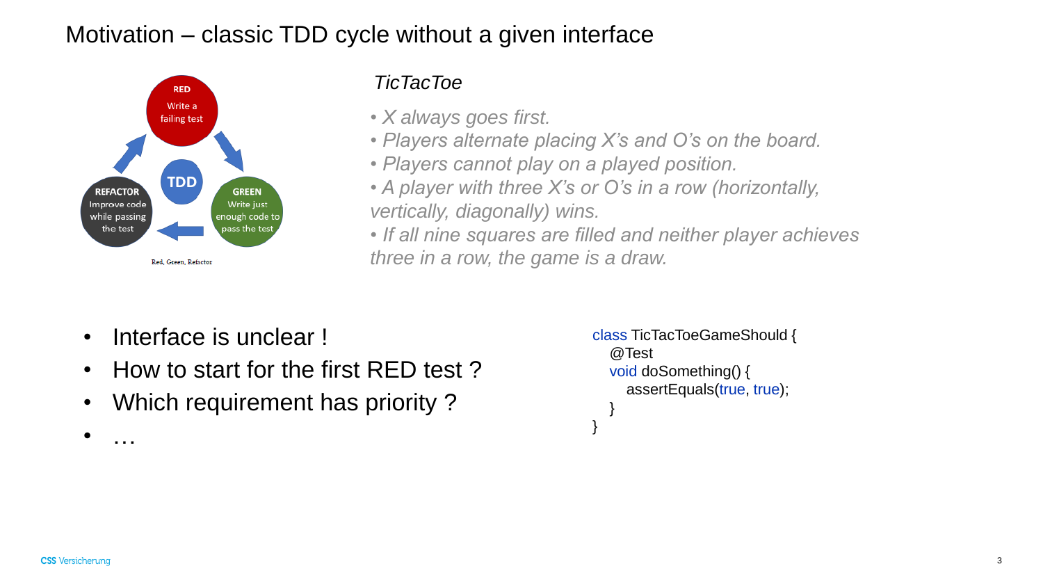# Motivation – classic TDD cycle without a given interface

**RED**
Write a failing test

**GREEN**
Write just enough code to pass the test

**REFACTOR**
Improve code while passing the test

**TDD**

Red, Green, Refactor

*TicTacToe*

- *X always goes first.*
- *Players alternate placing X's and O's on the board.*
- *Players cannot play on a played position.*
- *A player with three X's or O's in a row (horizontally, vertically, diagonally) wins.*
- *If all nine squares are filled and neither player achieves three in a row, the game is a draw.*

- Interface is unclear !
- How to start for the first RED test ?
- Which requirement has priority ?
- …

```
class TicTacToeGameShould {
   @Test
   void doSomething() {
      assertEquals(true, true);
   }
}
```

CSS Versicherung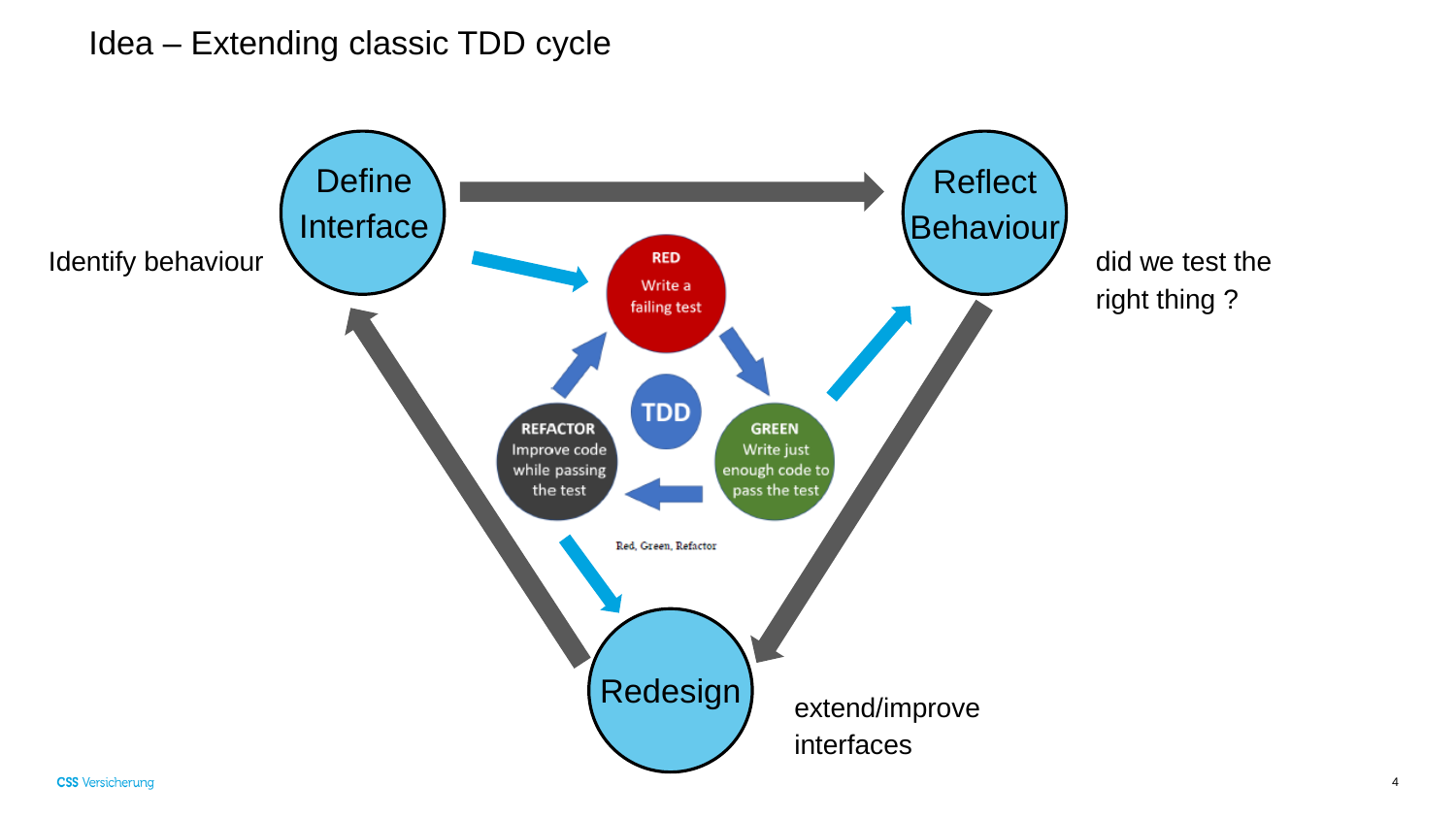# Idea – Extending classic TDD cycle

Define Interface

Identify behaviour

Reflect Behaviour

did we test the right thing ?

Redesign

extend/improve interfaces

RED
Write a failing test

GREEN
Write just enough code to pass the test

REFACTOR
Improve code while passing the test

TDD

Red, Green, Refactor

CSS Versicherung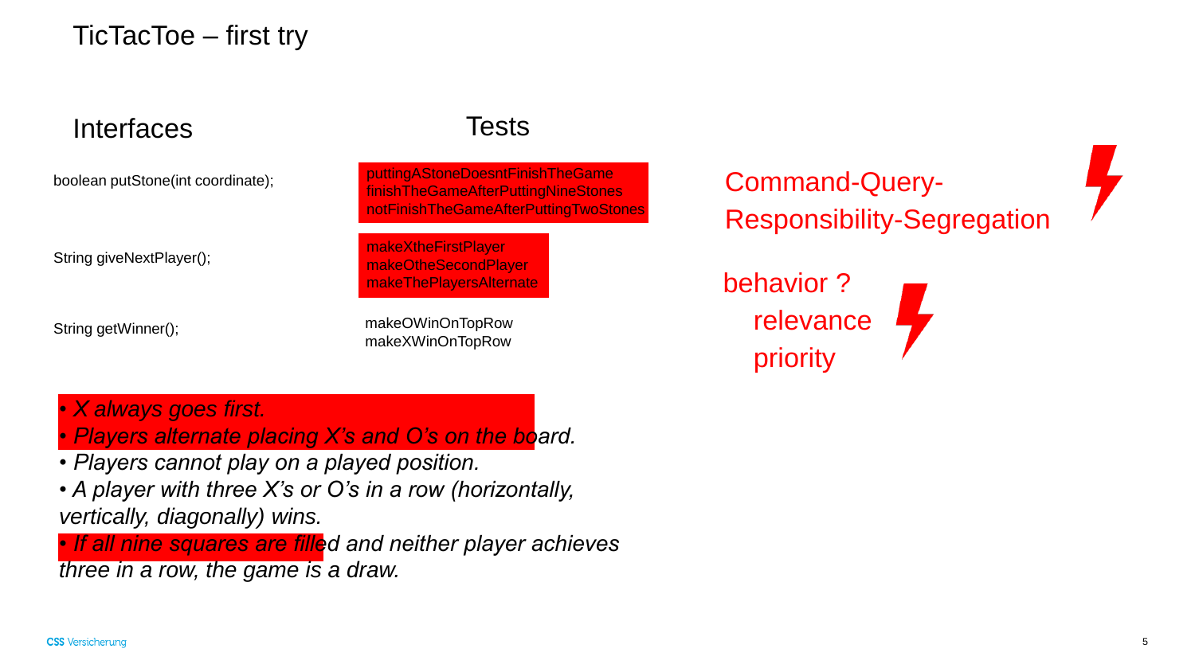# TicTacToe – first try

## Interfaces / Tests

| Interfaces | Tests |
| --- | --- |
| boolean putStone(int coordinate); | puttingAStoneDoesntFinishTheGame<br>finishTheGameAfterPuttingNineStones<br>notFinishTheGameAfterPuttingTwoStones |
| String giveNextPlayer(); | makeXtheFirstPlayer<br>makeOtheSecondPlayer<br>makeThePlayersAlternate |
| String getWinner(); | makeOWinOnTopRow<br>makeXWinOnTopRow |

Command-Query-Responsibility-Segregation

behavior ?
relevance
priority

- *X always goes first.*
- *Players alternate placing X's and O's on the board.*
- *Players cannot play on a played position.*
- *A player with three X's or O's in a row (horizontally, vertically, diagonally) wins.*
- *If all nine squares are filled and neither player achieves three in a row, the game is a draw.*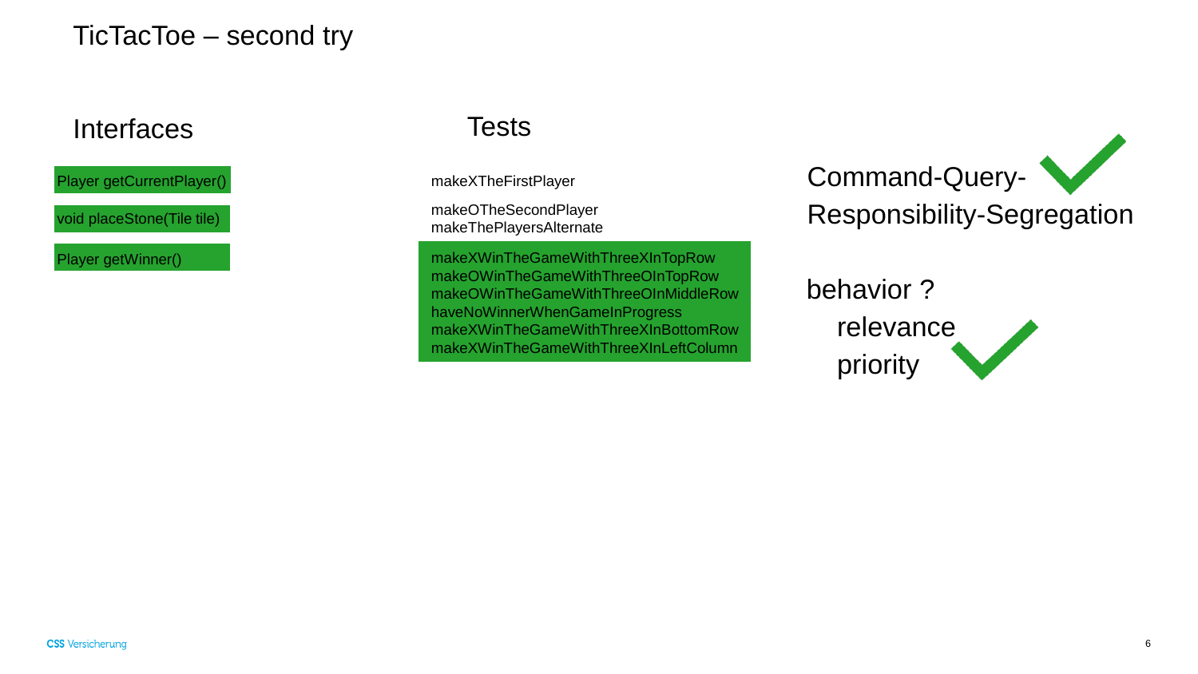# TicTacToe – second try

## Interfaces

- Player getCurrentPlayer()
- void placeStone(Tile tile)
- Player getWinner()

## Tests

makeXTheFirstPlayer

makeOTheSecondPlayer
makeThePlayersAlternate

makeXWinTheGameWithThreeXInTopRow
makeOWinTheGameWithThreeOInTopRow
makeOWinTheGameWithThreeOInMiddleRow
haveNoWinnerWhenGameInProgress
makeXWinTheGameWithThreeXInBottomRow
makeXWinTheGameWithThreeXInLeftColumn

Command-Query-Responsibility-Segregation ✓

behavior ?
- relevance ✓
- priority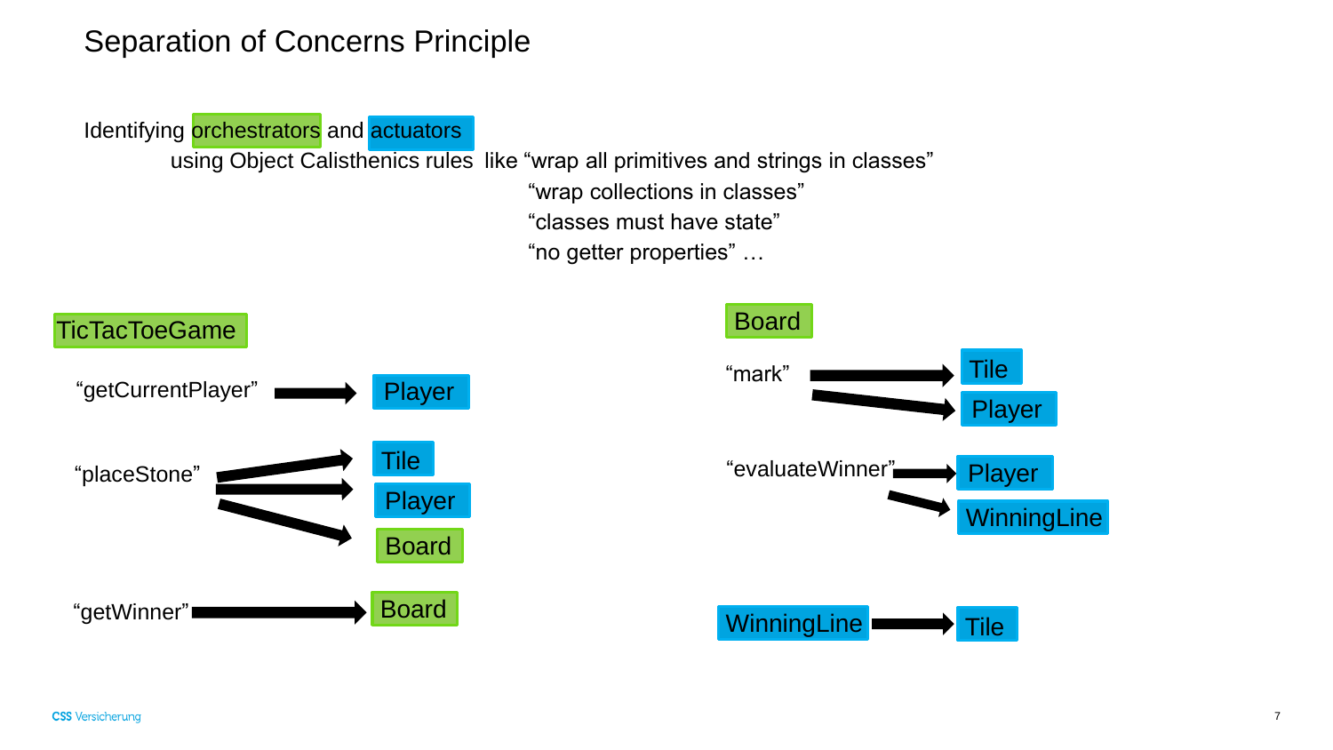# Separation of Concerns Principle

Identifying orchestrators and actuators
using Object Calisthenics rules like "wrap all primitives and strings in classes"
"wrap collections in classes"
"classes must have state"
"no getter properties" …

**TicTacToeGame**

- "getCurrentPlayer" → Player
- "placeStone" → Tile, Player, Board
- "getWinner" → Board

**Board**

- "mark" → Tile, Player
- "evaluateWinner" → Player, WinningLine

**WinningLine** → Tile

CSS Versicherung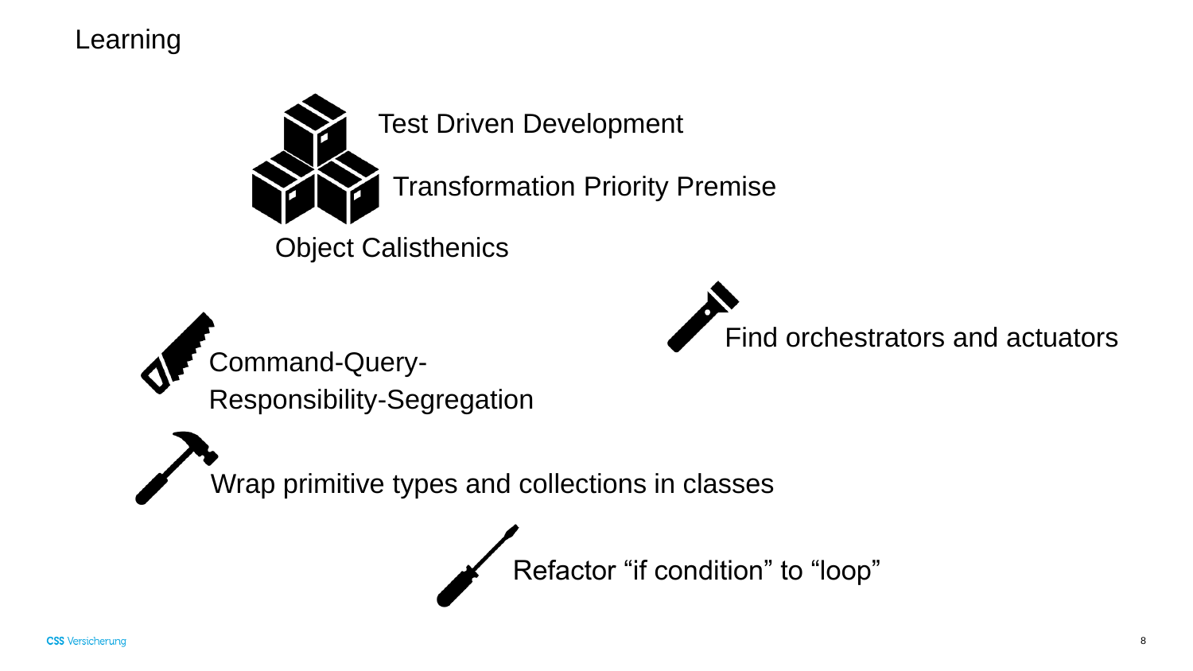# Learning

Test Driven Development

Transformation Priority Premise

Object Calisthenics

Command-Query-
Responsibility-Segregation

Find orchestrators and actuators

Wrap primitive types and collections in classes

Refactor “if condition” to “loop”